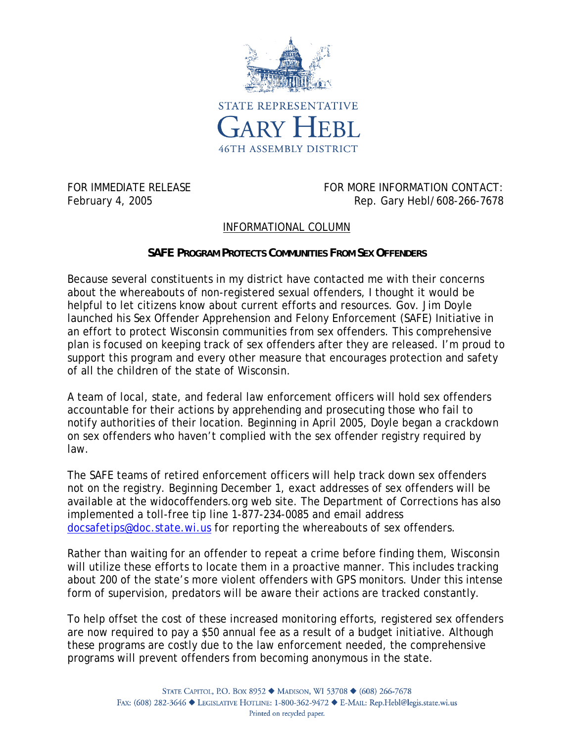STATE REPRESENTATIVE

# GARY HEBL

46TH ASSEMBLY DISTRICT

FOR IMMEDIATE RELEASE
February 4, 2005

FOR MORE INFORMATION CONTACT:
Rep. Gary Hebl/608-266-7678

INFORMATIONAL COLUMN

## SAFE PROGRAM PROTECTS COMMUNITIES FROM SEX OFFENDERS

Because several constituents in my district have contacted me with their concerns about the whereabouts of non-registered sexual offenders, I thought it would be helpful to let citizens know about current efforts and resources. Gov. Jim Doyle launched his Sex Offender Apprehension and Felony Enforcement (SAFE) Initiative in an effort to protect Wisconsin communities from sex offenders. This comprehensive plan is focused on keeping track of sex offenders after they are released. I'm proud to support this program and every other measure that encourages protection and safety of all the children of the state of Wisconsin.

A team of local, state, and federal law enforcement officers will hold sex offenders accountable for their actions by apprehending and prosecuting those who fail to notify authorities of their location. Beginning in April 2005, Doyle began a crackdown on sex offenders who haven't complied with the sex offender registry required by law.

The SAFE teams of retired enforcement officers will help track down sex offenders not on the registry. Beginning December 1, exact addresses of sex offenders will be available at the widocoffenders.org web site. The Department of Corrections has also implemented a toll-free tip line 1-877-234-0085 and email address docsafetips@doc.state.wi.us for reporting the whereabouts of sex offenders.

Rather than waiting for an offender to repeat a crime before finding them, Wisconsin will utilize these efforts to locate them in a proactive manner. This includes tracking about 200 of the state's more violent offenders with GPS monitors. Under this intense form of supervision, predators will be aware their actions are tracked constantly.

To help offset the cost of these increased monitoring efforts, registered sex offenders are now required to pay a $50 annual fee as a result of a budget initiative. Although these programs are costly due to the law enforcement needed, the comprehensive programs will prevent offenders from becoming anonymous in the state.

STATE CAPITOL, P.O. BOX 8952 ◆ MADISON, WI 53708 ◆ (608) 266-7678
FAX: (608) 282-3646 ◆ LEGISLATIVE HOTLINE: 1-800-362-9472 ◆ E-MAIL: Rep.Hebl@legis.state.wi.us
Printed on recycled paper.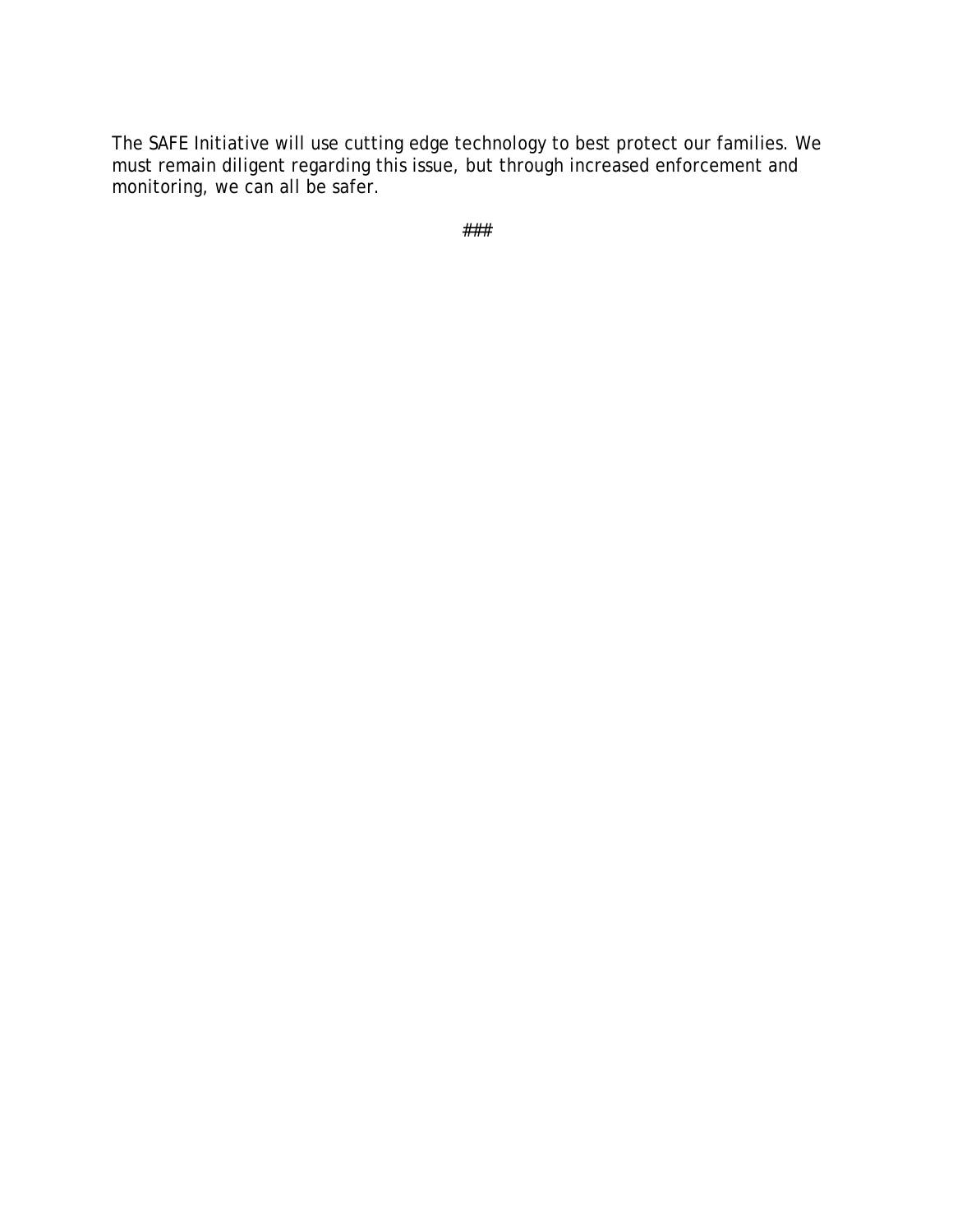The SAFE Initiative will use cutting edge technology to best protect our families. We must remain diligent regarding this issue, but through increased enforcement and monitoring, we can all be safer.

###